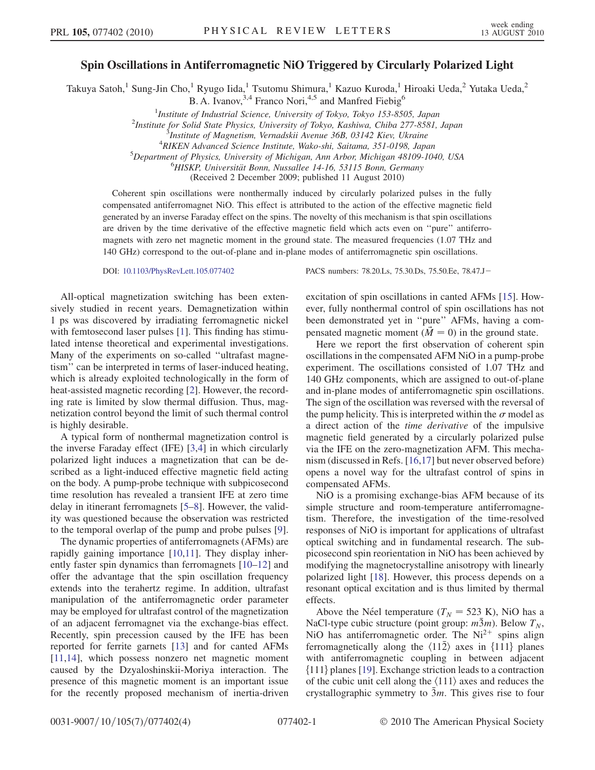# Spin Oscillations in Antiferromagnetic NiO Triggered by Circularly Polarized Light

Takuya Satoh,[1] Sung-Jin Cho,[1] Ryugo Iida,[1] Tsutomu Shimura,[1] Kazuo Kuroda,[1] Hiroaki Ueda,[2] Yutaka Ueda,[2] B. A. Ivanov,[3,4] Franco Nori,[4,5] and Manfred Fiebig[6]

[1]*Institute of Industrial Science, University of Tokyo, Tokyo 153-8505, Japan*
[2]*Institute for Solid State Physics, University of Tokyo, Kashiwa, Chiba 277-8581, Japan*
[3]*Institute of Magnetism, Vernadskii Avenue 36B, 03142 Kiev, Ukraine*
[4]*RIKEN Advanced Science Institute, Wako-shi, Saitama, 351-0198, Japan*
[5]*Department of Physics, University of Michigan, Ann Arbor, Michigan 48109-1040, USA*
[6]*HISKP, Universität Bonn, Nussallee 14-16, 53115 Bonn, Germany*
(Received 2 December 2009; published 11 August 2010)

Coherent spin oscillations were nonthermally induced by circularly polarized pulses in the fully compensated antiferromagnet NiO. This effect is attributed to the action of the effective magnetic field generated by an inverse Faraday effect on the spins. The novelty of this mechanism is that spin oscillations are driven by the time derivative of the effective magnetic field which acts even on "pure" antiferromagnets with zero net magnetic moment in the ground state. The measured frequencies (1.07 THz and 140 GHz) correspond to the out-of-plane and in-plane modes of antiferromagnetic spin oscillations.

DOI: 10.1103/PhysRevLett.105.077402 PACS numbers: 78.20.Ls, 75.30.Ds, 75.50.Ee, 78.47.J−

All-optical magnetization switching has been extensively studied in recent years. Demagnetization within 1 ps was discovered by irradiating ferromagnetic nickel with femtosecond laser pulses [1]. This finding has stimulated intense theoretical and experimental investigations. Many of the experiments on so-called "ultrafast magnetism" can be interpreted in terms of laser-induced heating, which is already exploited technologically in the form of heat-assisted magnetic recording [2]. However, the recording rate is limited by slow thermal diffusion. Thus, magnetization control beyond the limit of such thermal control is highly desirable.

A typical form of nonthermal magnetization control is the inverse Faraday effect (IFE) [3,4] in which circularly polarized light induces a magnetization that can be described as a light-induced effective magnetic field acting on the body. A pump-probe technique with subpicosecond time resolution has revealed a transient IFE at zero time delay in itinerant ferromagnets [5–8]. However, the validity was questioned because the observation was restricted to the temporal overlap of the pump and probe pulses [9].

The dynamic properties of antiferromagnets (AFMs) are rapidly gaining importance [10,11]. They display inherently faster spin dynamics than ferromagnets [10–12] and offer the advantage that the spin oscillation frequency extends into the terahertz regime. In addition, ultrafast manipulation of the antiferromagnetic order parameter may be employed for ultrafast control of the magnetization of an adjacent ferromagnet via the exchange-bias effect. Recently, spin precession caused by the IFE has been reported for ferrite garnets [13] and for canted AFMs [11,14], which possess nonzero net magnetic moment caused by the Dzyaloshinskii-Moriya interaction. The presence of this magnetic moment is an important issue for the recently proposed mechanism of inertia-driven excitation of spin oscillations in canted AFMs [15]. However, fully nonthermal control of spin oscillations has not been demonstrated yet in "pure" AFMs, having a compensated magnetic moment ($\vec{M} = 0$) in the ground state.

Here we report the first observation of coherent spin oscillations in the compensated AFM NiO in a pump-probe experiment. The oscillations consisted of 1.07 THz and 140 GHz components, which are assigned to out-of-plane and in-plane modes of antiferromagnetic spin oscillations. The sign of the oscillation was reversed with the reversal of the pump helicity. This is interpreted within the $\sigma$ model as a direct action of the *time derivative* of the impulsive magnetic field generated by a circularly polarized pulse via the IFE on the zero-magnetization AFM. This mechanism (discussed in Refs. [16,17] but never observed before) opens a novel way for the ultrafast control of spins in compensated AFMs.

NiO is a promising exchange-bias AFM because of its simple structure and room-temperature antiferromagnetism. Therefore, the investigation of the time-resolved responses of NiO is important for applications of ultrafast optical switching and in fundamental research. The subpicosecond spin reorientation in NiO has been achieved by modifying the magnetocrystalline anisotropy with linearly polarized light [18]. However, this process depends on a resonant optical excitation and is thus limited by thermal effects.

Above the Néel temperature ($T_N = 523$ K), NiO has a NaCl-type cubic structure (point group: $m\bar{3}m$). Below $T_N$, NiO has antiferromagnetic order. The $Ni^{2+}$ spins align ferromagnetically along the $\langle 11\bar{2}\rangle$ axes in $\{111\}$ planes with antiferromagnetic coupling in between adjacent $\{111\}$ planes [19]. Exchange striction leads to a contraction of the cubic unit cell along the $\langle 111\rangle$ axes and reduces the crystallographic symmetry to $\bar{3}m$. This gives rise to four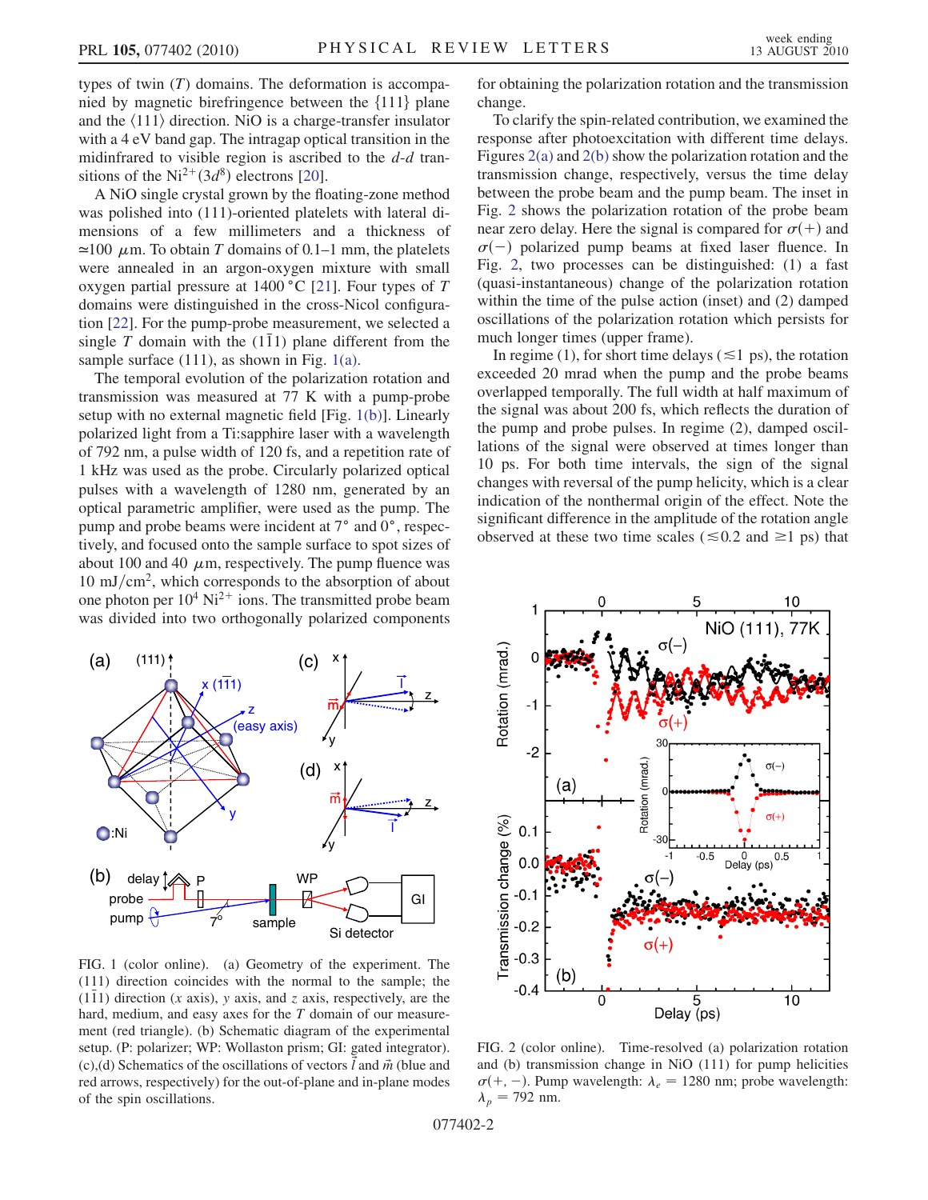types of twin ($T$) domains. The deformation is accompanied by magnetic birefringence between the {111} plane and the ⟨111⟩ direction. NiO is a charge-transfer insulator with a 4 eV band gap. The intragap optical transition in the midinfrared to visible region is ascribed to the $d$-$d$ transitions of the $Ni^{2+}(3d^8)$ electrons [20].

A NiO single crystal grown by the floating-zone method was polished into (111)-oriented platelets with lateral dimensions of a few millimeters and a thickness of $\simeq$100 $\mu$m. To obtain $T$ domains of 0.1–1 mm, the platelets were annealed in an argon-oxygen mixture with small oxygen partial pressure at 1400 °C [21]. Four types of $T$ domains were distinguished in the cross-Nicol configuration [22]. For the pump-probe measurement, we selected a single $T$ domain with the $(1\bar{1}1)$ plane different from the sample surface (111), as shown in Fig. 1(a).

The temporal evolution of the polarization rotation and transmission was measured at 77 K with a pump-probe setup with no external magnetic field [Fig. 1(b)]. Linearly polarized light from a Ti:sapphire laser with a wavelength of 792 nm, a pulse width of 120 fs, and a repetition rate of 1 kHz was used as the probe. Circularly polarized optical pulses with a wavelength of 1280 nm, generated by an optical parametric amplifier, were used as the pump. The pump and probe beams were incident at 7° and 0°, respectively, and focused onto the sample surface to spot sizes of about 100 and 40 $\mu$m, respectively. The pump fluence was 10 mJ/cm$^2$, which corresponds to the absorption of about one photon per $10^4$ $Ni^{2+}$ ions. The transmitted probe beam was divided into two orthogonally polarized components for obtaining the polarization rotation and the transmission change.

FIG. 1 (color online). (a) Geometry of the experiment. The (111) direction coincides with the normal to the sample; the $(1\bar{1}1)$ direction ($x$ axis), $y$ axis, and $z$ axis, respectively, are the hard, medium, and easy axes for the $T$ domain of our measurement (red triangle). (b) Schematic diagram of the experimental setup. (P: polarizer; WP: Wollaston prism; GI: gated integrator). (c),(d) Schematics of the oscillations of vectors $\vec{l}$ and $\vec{m}$ (blue and red arrows, respectively) for the out-of-plane and in-plane modes of the spin oscillations.

To clarify the spin-related contribution, we examined the response after photoexcitation with different time delays. Figures 2(a) and 2(b) show the polarization rotation and the transmission change, respectively, versus the time delay between the probe beam and the pump beam. The inset in Fig. 2 shows the polarization rotation of the probe beam near zero delay. Here the signal is compared for $\sigma(+)$ and $\sigma(-)$ polarized pump beams at fixed laser fluence. In Fig. 2, two processes can be distinguished: (1) a fast (quasi-instantaneous) change of the polarization rotation within the time of the pulse action (inset) and (2) damped oscillations of the polarization rotation which persists for much longer times (upper frame).

In regime (1), for short time delays ($\lesssim$1 ps), the rotation exceeded 20 mrad when the pump and the probe beams overlapped temporally. The full width at half maximum of the signal was about 200 fs, which reflects the duration of the pump and probe pulses. In regime (2), damped oscillations of the signal were observed at times longer than 10 ps. For both time intervals, the sign of the signal changes with reversal of the pump helicity, which is a clear indication of the nonthermal origin of the effect. Note the significant difference in the amplitude of the rotation angle observed at these two time scales ($\lesssim$0.2 and $\gtrsim$1 ps) that

FIG. 2 (color online). Time-resolved (a) polarization rotation and (b) transmission change in NiO (111) for pump helicities $\sigma(+,-)$. Pump wavelength: $\lambda_e = 1280$ nm; probe wavelength: $\lambda_p = 792$ nm.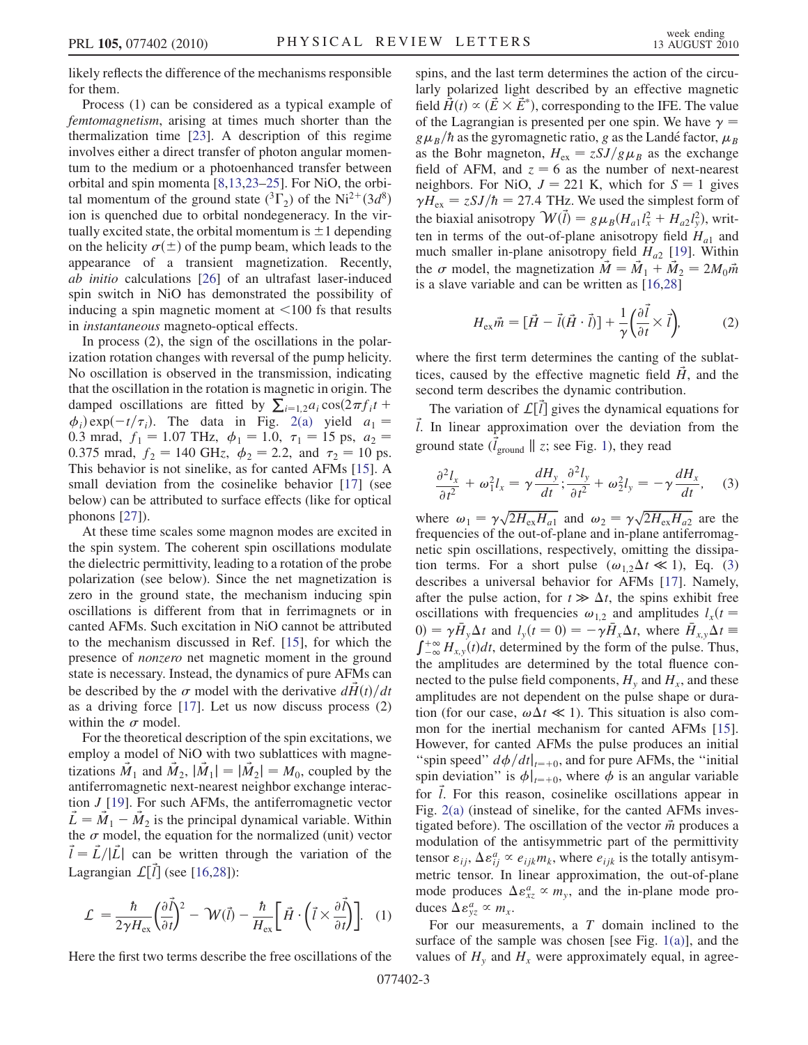likely reflects the difference of the mechanisms responsible for them.

Process (1) can be considered as a typical example of *femtomagnetism*, arising at times much shorter than the thermalization time [23]. A description of this regime involves either a direct transfer of photon angular momentum to the medium or a photoenhanced transfer between orbital and spin momenta [8,13,23–25]. For NiO, the orbital momentum of the ground state ($^3\Gamma_2$) of the $Ni^{2+}(3d^8)$ ion is quenched due to orbital nondegeneracy. In the virtually excited state, the orbital momentum is $\pm 1$ depending on the helicity $\sigma(\pm)$ of the pump beam, which leads to the appearance of a transient magnetization. Recently, *ab initio* calculations [26] of an ultrafast laser-induced spin switch in NiO has demonstrated the possibility of inducing a spin magnetic moment at $<100$ fs that results in *instantaneous* magneto-optical effects.

In process (2), the sign of the oscillations in the polarization rotation changes with reversal of the pump helicity. No oscillation is observed in the transmission, indicating that the oscillation in the rotation is magnetic in origin. The damped oscillations are fitted by $\sum_{i=1,2} a_i \cos(2\pi f_i t + \phi_i)\exp(-t/\tau_i)$. The data in Fig. 2(a) yield $a_1 = 0.3$ mrad, $f_1 = 1.07$ THz, $\phi_1 = 1.0$, $\tau_1 = 15$ ps, $a_2 = 0.375$ mrad, $f_2 = 140$ GHz, $\phi_2 = 2.2$, and $\tau_2 = 10$ ps. This behavior is not sinelike, as for canted AFMs [15]. A small deviation from the cosinelike behavior [17] (see below) can be attributed to surface effects (like for optical phonons [27]).

At these time scales some magnon modes are excited in the spin system. The coherent spin oscillations modulate the dielectric permittivity, leading to a rotation of the probe polarization (see below). Since the net magnetization is zero in the ground state, the mechanism inducing spin oscillations is different from that in ferrimagnets or in canted AFMs. Such excitation in NiO cannot be attributed to the mechanism discussed in Ref. [15], for which the presence of *nonzero* net magnetic moment in the ground state is necessary. Instead, the dynamics of pure AFMs can be described by the $\sigma$ model with the derivative $d\vec{H}(t)/dt$ as a driving force [17]. Let us now discuss process (2) within the $\sigma$ model.

For the theoretical description of the spin excitations, we employ a model of NiO with two sublattices with magnetizations $\vec{M}_1$ and $\vec{M}_2$, $|\vec{M}_1| = |\vec{M}_2| = M_0$, coupled by the antiferromagnetic next-nearest neighbor exchange interaction $J$ [19]. For such AFMs, the antiferromagnetic vector $\vec{L} = \vec{M}_1 - \vec{M}_2$ is the principal dynamical variable. Within the $\sigma$ model, the equation for the normalized (unit) vector $\vec{l} = \vec{L}/|\vec{L}|$ can be written through the variation of the Lagrangian $\mathcal{L}[\vec{l}]$ (see [16,28]):

$$\mathcal{L} = \frac{\hbar}{2\gamma H_{\rm ex}}\left(\frac{\partial \vec{l}}{\partial t}\right)^2 - \mathcal{W}(\vec{l}) - \frac{\hbar}{H_{\rm ex}}\left[\vec{H}\cdot\left(\vec{l}\times\frac{\partial \vec{l}}{\partial t}\right)\right]. \quad (1)$$

Here the first two terms describe the free oscillations of the spins, and the last term determines the action of the circularly polarized light described by an effective magnetic field $\vec{H}(t) \propto (\vec{E}\times\vec{E}^*)$, corresponding to the IFE. The value of the Lagrangian is presented per one spin. We have $\gamma = g\mu_B/\hbar$ as the gyromagnetic ratio, $g$ as the Landé factor, $\mu_B$ as the Bohr magneton, $H_{\rm ex} = zSJ/g\mu_B$ as the exchange field of AFM, and $z = 6$ as the number of next-nearest neighbors. For NiO, $J = 221$ K, which for $S = 1$ gives $\gamma H_{\rm ex} = zSJ/\hbar = 27.4$ THz. We used the simplest form of the biaxial anisotropy $\mathcal{W}(\vec{l}) = g\mu_B(H_{a1}l_x^2 + H_{a2}l_y^2)$, written in terms of the out-of-plane anisotropy field $H_{a1}$ and much smaller in-plane anisotropy field $H_{a2}$ [19]. Within the $\sigma$ model, the magnetization $\vec{M} = \vec{M}_1 + \vec{M}_2 = 2M_0\vec{m}$ is a slave variable and can be written as [16,28]

$$H_{\rm ex}\vec{m} = [\vec{H} - \vec{l}(\vec{H}\cdot\vec{l})] + \frac{1}{\gamma}\left(\frac{\partial \vec{l}}{\partial t}\times\vec{l}\right), \quad (2)$$

where the first term determines the canting of the sublattices, caused by the effective magnetic field $\vec{H}$, and the second term describes the dynamic contribution.

The variation of $\mathcal{L}[\vec{l}]$ gives the dynamical equations for $\vec{l}$. In linear approximation over the deviation from the ground state ($\vec{l}_{\rm ground} \parallel z$; see Fig. 1), they read

$$\frac{\partial^2 l_x}{\partial t^2} + \omega_1^2 l_x = \gamma\frac{dH_y}{dt}; \frac{\partial^2 l_y}{\partial t^2} + \omega_2^2 l_y = -\gamma\frac{dH_x}{dt}, \quad (3)$$

where $\omega_1 = \gamma\sqrt{2H_{\rm ex}H_{a1}}$ and $\omega_2 = \gamma\sqrt{2H_{\rm ex}H_{a2}}$ are the frequencies of the out-of-plane and in-plane antiferromagnetic spin oscillations, respectively, omitting the dissipation terms. For a short pulse ($\omega_{1,2}\Delta t \ll 1$), Eq. (3) describes a universal behavior for AFMs [17]. Namely, after the pulse action, for $t \gg \Delta t$, the spins exhibit free oscillations with frequencies $\omega_{1,2}$ and amplitudes $l_x(t = 0) = \gamma\bar{H}_y\Delta t$ and $l_y(t = 0) = -\gamma\bar{H}_x\Delta t$, where $\bar{H}_{x,y}\Delta t \equiv \int_{-\infty}^{+\infty} H_{x,y}(t)dt$, determined by the form of the pulse. Thus, the amplitudes are determined by the total fluence connected to the pulse field components, $H_y$ and $H_x$, and these amplitudes are not dependent on the pulse shape or duration (for our case, $\omega\Delta t \ll 1$). This situation is also common for the inertial mechanism for canted AFMs [15]. However, for canted AFMs the pulse produces an initial "spin speed" $d\phi/dt|_{t=+0}$, and for pure AFMs, the "initial spin deviation" is $\phi|_{t=+0}$, where $\phi$ is an angular variable for $\vec{l}$. For this reason, cosinelike oscillations appear in Fig. 2(a) (instead of sinelike, for the canted AFMs investigated before). The oscillation of the vector $\vec{m}$ produces a modulation of the antisymmetric part of the permittivity tensor $\varepsilon_{ij}$, $\Delta\varepsilon_{ij}^a \propto e_{ijk}m_k$, where $e_{ijk}$ is the totally antisymmetric tensor. In linear approximation, the out-of-plane mode produces $\Delta\varepsilon_{xz}^a \propto m_y$, and the in-plane mode produces $\Delta\varepsilon_{yz}^a \propto m_x$.

For our measurements, a $T$ domain inclined to the surface of the sample was chosen [see Fig. 1(a)], and the values of $H_y$ and $H_x$ were approximately equal, in agree-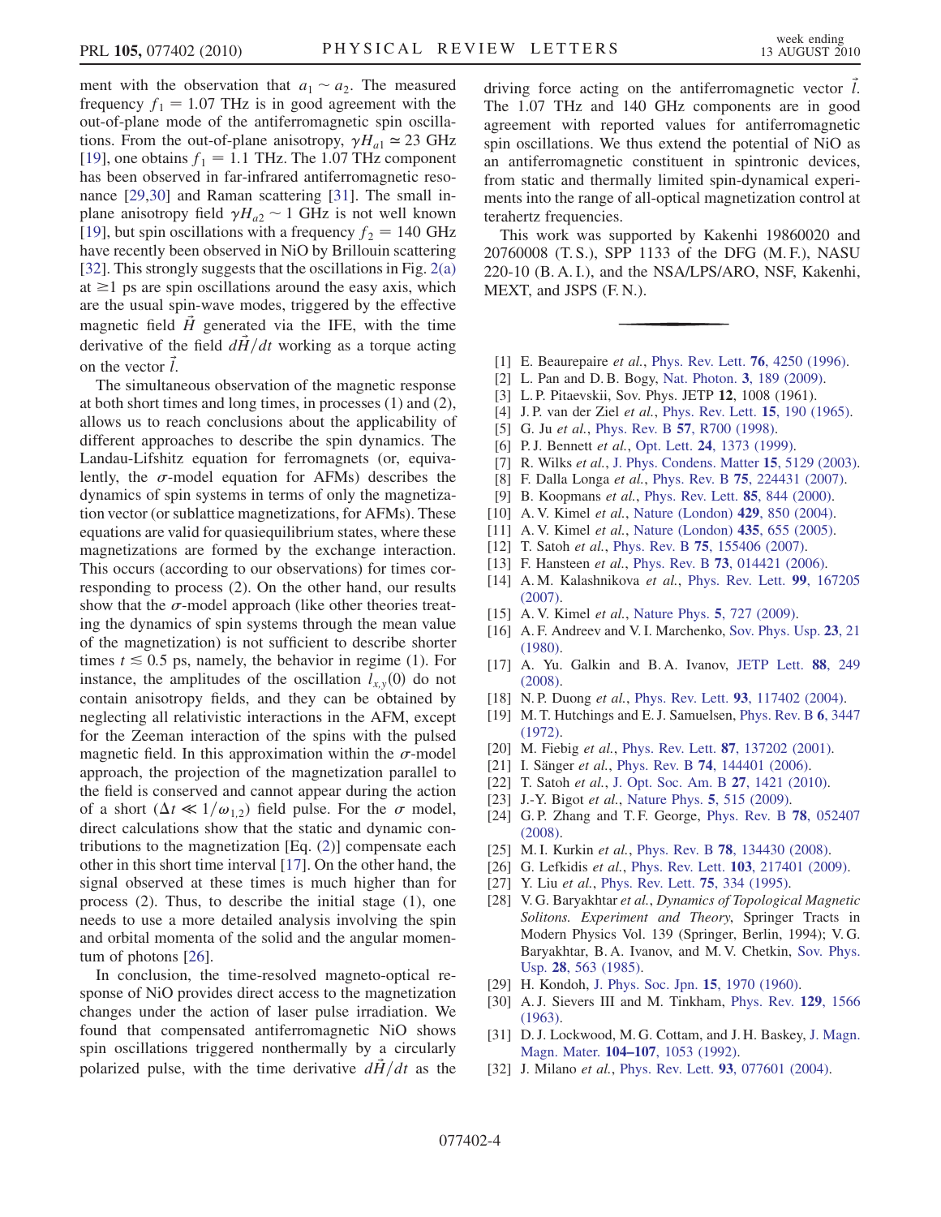ment with the observation that $a_1 \sim a_2$. The measured frequency $f_1 = 1.07$ THz is in good agreement with the out-of-plane mode of the antiferromagnetic spin oscillations. From the out-of-plane anisotropy, $\gamma H_{a1} \simeq 23$ GHz [19], one obtains $f_1 = 1.1$ THz. The 1.07 THz component has been observed in far-infrared antiferromagnetic resonance [29,30] and Raman scattering [31]. The small in-plane anisotropy field $\gamma H_{a2} \sim 1$ GHz is not well known [19], but spin oscillations with a frequency $f_2 = 140$ GHz have recently been observed in NiO by Brillouin scattering [32]. This strongly suggests that the oscillations in Fig. 2(a) at $\geq 1$ ps are spin oscillations around the easy axis, which are the usual spin-wave modes, triggered by the effective magnetic field $\vec{H}$ generated via the IFE, with the time derivative of the field $d\vec{H}/dt$ working as a torque acting on the vector $\vec{l}$.

The simultaneous observation of the magnetic response at both short times and long times, in processes (1) and (2), allows us to reach conclusions about the applicability of different approaches to describe the spin dynamics. The Landau-Lifshitz equation for ferromagnets (or, equivalently, the $\sigma$-model equation for AFMs) describes the dynamics of spin systems in terms of only the magnetization vector (or sublattice magnetizations, for AFMs). These equations are valid for quasiequilibrium states, where these magnetizations are formed by the exchange interaction. This occurs (according to our observations) for times corresponding to process (2). On the other hand, our results show that the $\sigma$-model approach (like other theories treating the dynamics of spin systems through the mean value of the magnetization) is not sufficient to describe shorter times $t \lesssim 0.5$ ps, namely, the behavior in regime (1). For instance, the amplitudes of the oscillation $l_{x,y}(0)$ do not contain anisotropy fields, and they can be obtained by neglecting all relativistic interactions in the AFM, except for the Zeeman interaction of the spins with the pulsed magnetic field. In this approximation within the $\sigma$-model approach, the projection of the magnetization parallel to the field is conserved and cannot appear during the action of a short ($\Delta t \ll 1/\omega_{1,2}$) field pulse. For the $\sigma$ model, direct calculations show that the static and dynamic contributions to the magnetization [Eq. (2)] compensate each other in this short time interval [17]. On the other hand, the signal observed at these times is much higher than for process (2). Thus, to describe the initial stage (1), one needs to use a more detailed analysis involving the spin and orbital momenta of the solid and the angular momentum of photons [26].

In conclusion, the time-resolved magneto-optical response of NiO provides direct access to the magnetization changes under the action of laser pulse irradiation. We found that compensated antiferromagnetic NiO shows spin oscillations triggered nonthermally by a circularly polarized pulse, with the time derivative $d\vec{H}/dt$ as the driving force acting on the antiferromagnetic vector $\vec{l}$. The 1.07 THz and 140 GHz components are in good agreement with reported values for antiferromagnetic spin oscillations. We thus extend the potential of NiO as an antiferromagnetic constituent in spintronic devices, from static and thermally limited spin-dynamical experiments into the range of all-optical magnetization control at terahertz frequencies.

This work was supported by Kakenhi 19860020 and 20760008 (T. S.), SPP 1133 of the DFG (M. F.), NASU 220-10 (B. A. I.), and the NSA/LPS/ARO, NSF, Kakenhi, MEXT, and JSPS (F. N.).

---

[1] E. Beaurepaire *et al.*, Phys. Rev. Lett. **76**, 4250 (1996).
[2] L. Pan and D. B. Bogy, Nat. Photon. **3**, 189 (2009).
[3] L. P. Pitaevskii, Sov. Phys. JETP **12**, 1008 (1961).
[4] J. P. van der Ziel *et al.*, Phys. Rev. Lett. **15**, 190 (1965).
[5] G. Ju *et al.*, Phys. Rev. B **57**, R700 (1998).
[6] P. J. Bennett *et al.*, Opt. Lett. **24**, 1373 (1999).
[7] R. Wilks *et al.*, J. Phys. Condens. Matter **15**, 5129 (2003).
[8] F. Dalla Longa *et al.*, Phys. Rev. B **75**, 224431 (2007).
[9] B. Koopmans *et al.*, Phys. Rev. Lett. **85**, 844 (2000).
[10] A. V. Kimel *et al.*, Nature (London) **429**, 850 (2004).
[11] A. V. Kimel *et al.*, Nature (London) **435**, 655 (2005).
[12] T. Satoh *et al.*, Phys. Rev. B **75**, 155406 (2007).
[13] F. Hansteen *et al.*, Phys. Rev. B **73**, 014421 (2006).
[14] A. M. Kalashnikova *et al.*, Phys. Rev. Lett. **99**, 167205 (2007).
[15] A. V. Kimel *et al.*, Nature Phys. **5**, 727 (2009).
[16] A. F. Andreev and V. I. Marchenko, Sov. Phys. Usp. **23**, 21 (1980).
[17] A. Yu. Galkin and B. A. Ivanov, JETP Lett. **88**, 249 (2008).
[18] N. P. Duong *et al.*, Phys. Rev. Lett. **93**, 117402 (2004).
[19] M. T. Hutchings and E. J. Samuelsen, Phys. Rev. B **6**, 3447 (1972).
[20] M. Fiebig *et al.*, Phys. Rev. Lett. **87**, 137202 (2001).
[21] I. Sänger *et al.*, Phys. Rev. B **74**, 144401 (2006).
[22] T. Satoh *et al.*, J. Opt. Soc. Am. B **27**, 1421 (2010).
[23] J.-Y. Bigot *et al.*, Nature Phys. **5**, 515 (2009).
[24] G. P. Zhang and T. F. George, Phys. Rev. B **78**, 052407 (2008).
[25] M. I. Kurkin *et al.*, Phys. Rev. B **78**, 134430 (2008).
[26] G. Lefkidis *et al.*, Phys. Rev. Lett. **103**, 217401 (2009).
[27] Y. Liu *et al.*, Phys. Rev. Lett. **75**, 334 (1995).
[28] V. G. Baryakhtar *et al.*, *Dynamics of Topological Magnetic Solitons. Experiment and Theory*, Springer Tracts in Modern Physics Vol. 139 (Springer, Berlin, 1994); V. G. Baryakhtar, B. A. Ivanov, and M. V. Chetkin, Sov. Phys. Usp. **28**, 563 (1985).
[29] H. Kondoh, J. Phys. Soc. Jpn. **15**, 1970 (1960).
[30] A. J. Sievers III and M. Tinkham, Phys. Rev. **129**, 1566 (1963).
[31] D. J. Lockwood, M. G. Cottam, and J. H. Baskey, J. Magn. Magn. Mater. **104–107**, 1053 (1992).
[32] J. Milano *et al.*, Phys. Rev. Lett. **93**, 077601 (2004).